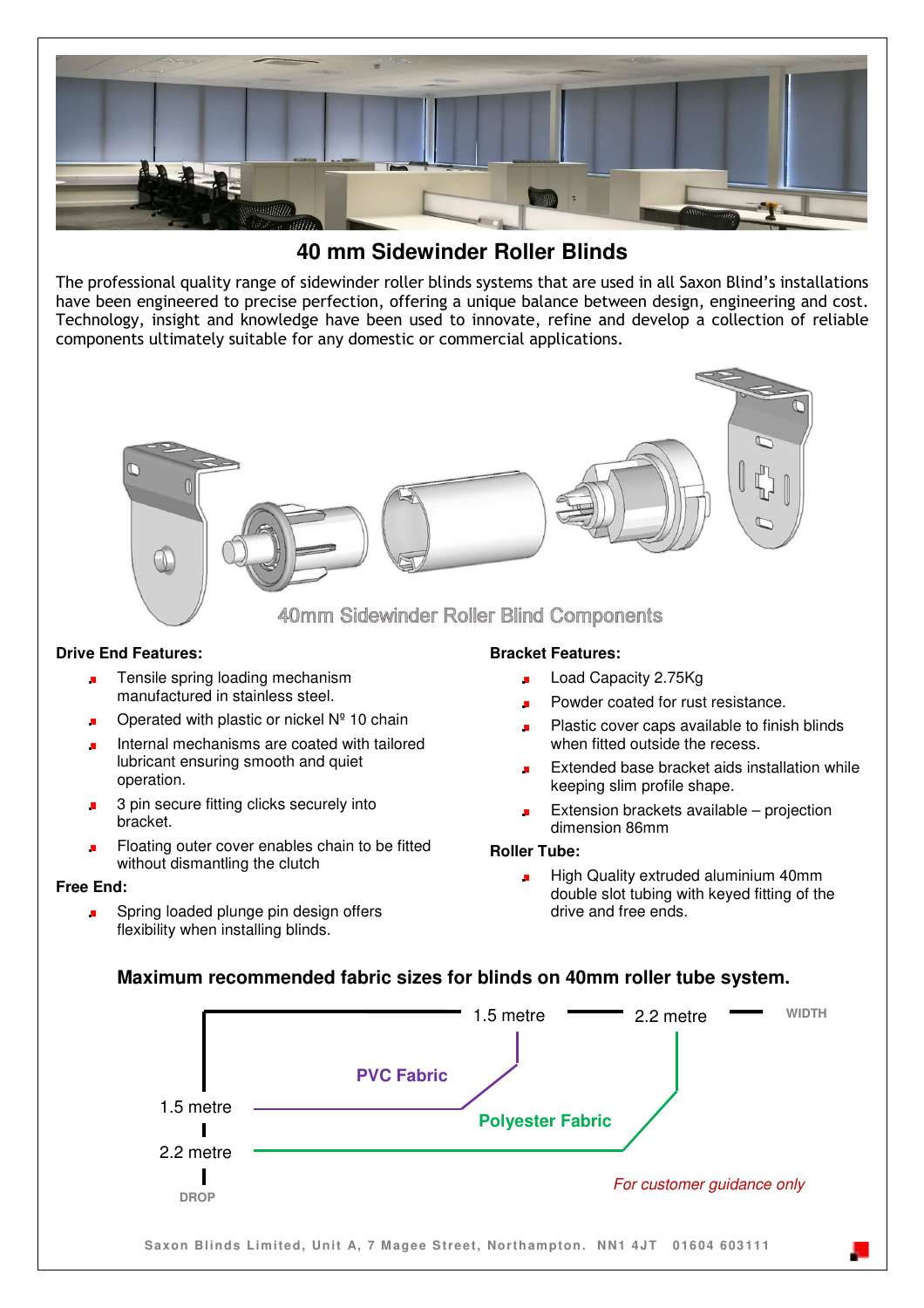# 40 mm Sidewinder Roller Blinds

The professional quality range of sidewinder roller blinds systems that are used in all Saxon Blind's installations have been engineered to precise perfection, offering a unique balance between design, engineering and cost. Technology, insight and knowledge have been used to innovate, refine and develop a collection of reliable components ultimately suitable for any domestic or commercial applications.

40mm Sidewinder Roller Blind Components

### Drive End Features:

- Tensile spring loading mechanism manufactured in stainless steel.
- Operated with plastic or nickel Nº 10 chain
- Internal mechanisms are coated with tailored lubricant ensuring smooth and quiet operation.
- 3 pin secure fitting clicks securely into bracket.
- Floating outer cover enables chain to be fitted without dismantling the clutch

### Free End:

- Spring loaded plunge pin design offers flexibility when installing blinds.

### Bracket Features:

- Load Capacity 2.75Kg
- Powder coated for rust resistance.
- Plastic cover caps available to finish blinds when fitted outside the recess.
- Extended base bracket aids installation while keeping slim profile shape.
- Extension brackets available – projection dimension 86mm

### Roller Tube:

- High Quality extruded aluminium 40mm double slot tubing with keyed fitting of the drive and free ends.

## Maximum recommended fabric sizes for blinds on 40mm roller tube system.

1.5 metre
2.2 metre
WIDTH
PVC Fabric
Polyester Fabric
1.5 metre
2.2 metre
DROP

*For customer guidance only*

Saxon Blinds Limited, Unit A, 7 Magee Street, Northampton. NN1 4JT 01604 603111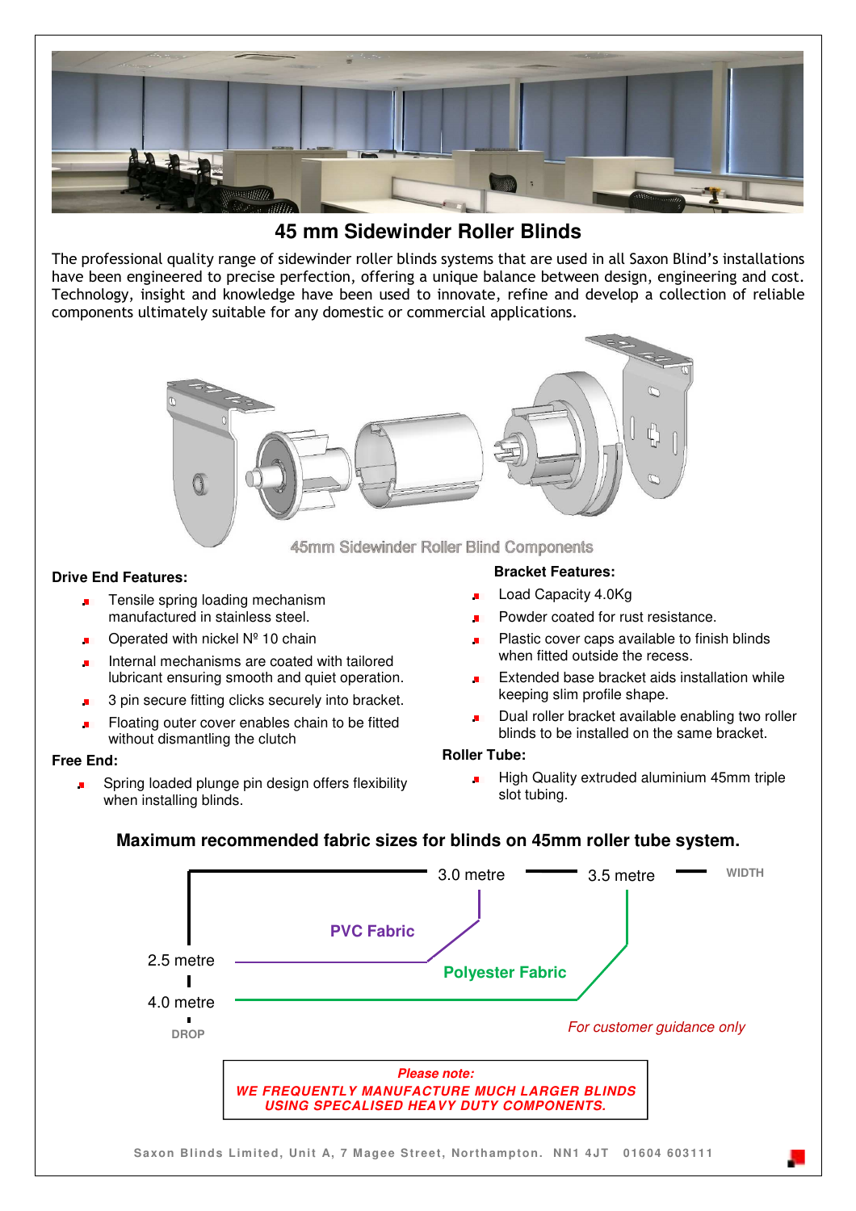# 45 mm Sidewinder Roller Blinds

The professional quality range of sidewinder roller blinds systems that are used in all Saxon Blind's installations have been engineered to precise perfection, offering a unique balance between design, engineering and cost. Technology, insight and knowledge have been used to innovate, refine and develop a collection of reliable components ultimately suitable for any domestic or commercial applications.

45mm Sidewinder Roller Blind Components

**Drive End Features:**

- Tensile spring loading mechanism manufactured in stainless steel.
- Operated with nickel Nº 10 chain
- Internal mechanisms are coated with tailored lubricant ensuring smooth and quiet operation.
- 3 pin secure fitting clicks securely into bracket.
- Floating outer cover enables chain to be fitted without dismantling the clutch

**Free End:**

- Spring loaded plunge pin design offers flexibility when installing blinds.

**Bracket Features:**

- Load Capacity 4.0Kg
- Powder coated for rust resistance.
- Plastic cover caps available to finish blinds when fitted outside the recess.
- Extended base bracket aids installation while keeping slim profile shape.
- Dual roller bracket available enabling two roller blinds to be installed on the same bracket.

**Roller Tube:**

- High Quality extruded aluminium 45mm triple slot tubing.

## Maximum recommended fabric sizes for blinds on 45mm roller tube system.

3.0 metre

3.5 metre

WIDTH

PVC Fabric

2.5 metre

Polyester Fabric

4.0 metre

DROP

*For customer guidance only*

***Please note:***
***WE FREQUENTLY MANUFACTURE MUCH LARGER BLINDS USING SPECALISED HEAVY DUTY COMPONENTS.***

Saxon Blinds Limited, Unit A, 7 Magee Street, Northampton. NN1 4JT 01604 603111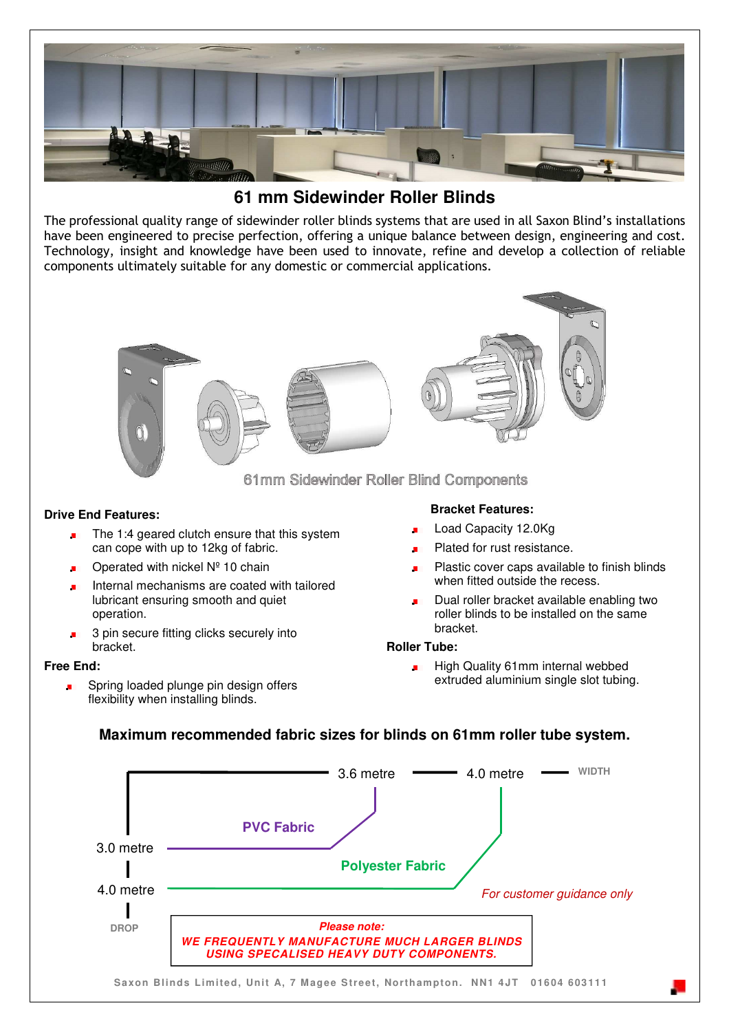# 61 mm Sidewinder Roller Blinds

The professional quality range of sidewinder roller blinds systems that are used in all Saxon Blind's installations have been engineered to precise perfection, offering a unique balance between design, engineering and cost. Technology, insight and knowledge have been used to innovate, refine and develop a collection of reliable components ultimately suitable for any domestic or commercial applications.

61mm Sidewinder Roller Blind Components

**Drive End Features:**

- The 1:4 geared clutch ensure that this system can cope with up to 12kg of fabric.
- Operated with nickel Nº 10 chain
- Internal mechanisms are coated with tailored lubricant ensuring smooth and quiet operation.
- 3 pin secure fitting clicks securely into bracket.

**Free End:**

- Spring loaded plunge pin design offers flexibility when installing blinds.

**Bracket Features:**

- Load Capacity 12.0Kg
- Plated for rust resistance.
- Plastic cover caps available to finish blinds when fitted outside the recess.
- Dual roller bracket available enabling two roller blinds to be installed on the same bracket.

**Roller Tube:**

- High Quality 61mm internal webbed extruded aluminium single slot tubing.

**Maximum recommended fabric sizes for blinds on 61mm roller tube system.**

3.6 metre
4.0 metre
WIDTH
PVC Fabric
3.0 metre
Polyester Fabric
4.0 metre
DROP

*For customer guidance only*

***Please note:***
***WE FREQUENTLY MANUFACTURE MUCH LARGER BLINDS USING SPECALISED HEAVY DUTY COMPONENTS.***

Saxon Blinds Limited, Unit A, 7 Magee Street, Northampton. NN1 4JT 01604 603111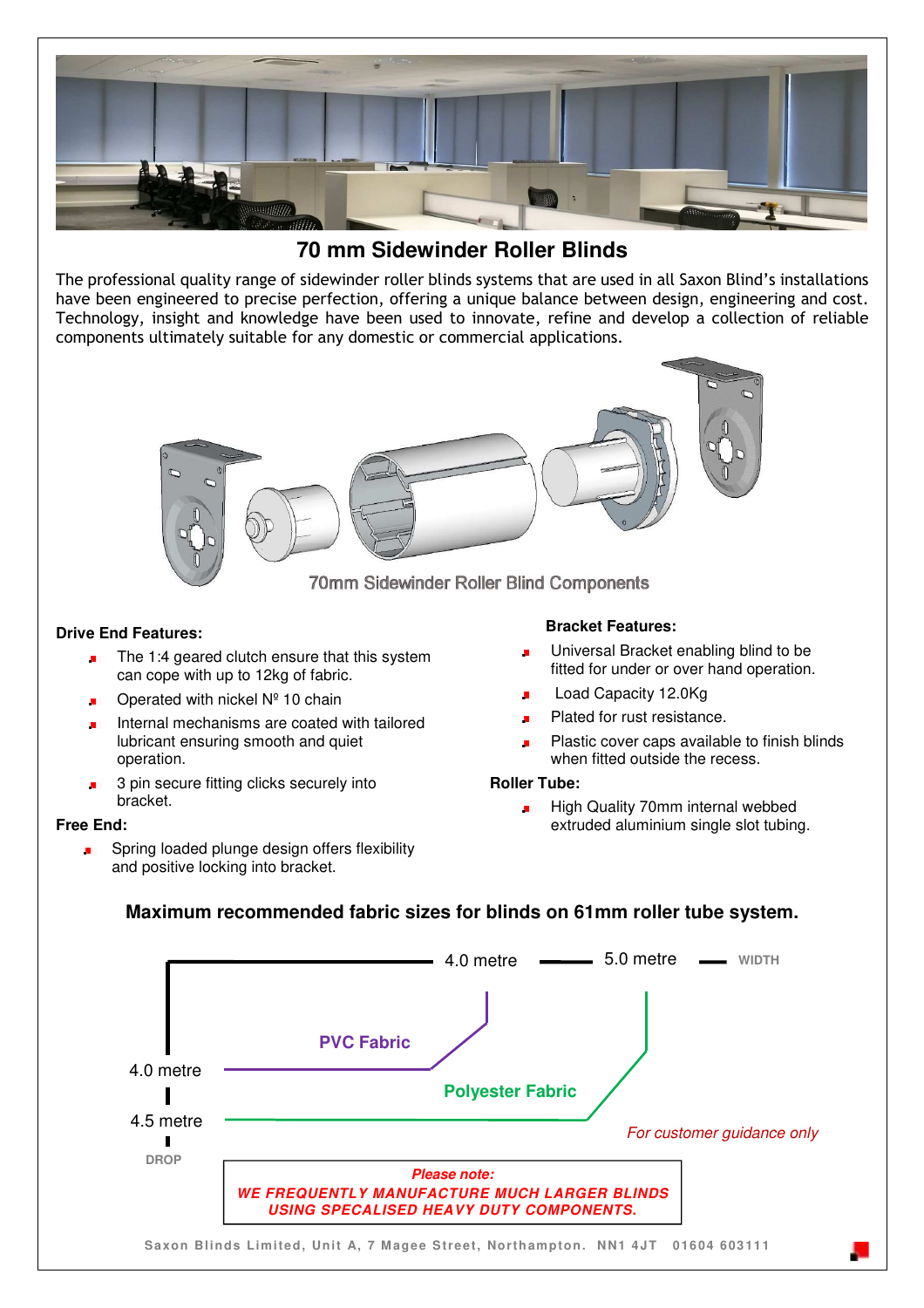# 70 mm Sidewinder Roller Blinds

The professional quality range of sidewinder roller blinds systems that are used in all Saxon Blind's installations have been engineered to precise perfection, offering a unique balance between design, engineering and cost. Technology, insight and knowledge have been used to innovate, refine and develop a collection of reliable components ultimately suitable for any domestic or commercial applications.

70mm Sidewinder Roller Blind Components

### Drive End Features:

- The 1:4 geared clutch ensure that this system can cope with up to 12kg of fabric.
- Operated with nickel Nº 10 chain
- Internal mechanisms are coated with tailored lubricant ensuring smooth and quiet operation.
- 3 pin secure fitting clicks securely into bracket.

### Free End:

- Spring loaded plunge design offers flexibility and positive locking into bracket.

### Bracket Features:

- Universal Bracket enabling blind to be fitted for under or over hand operation.
- Load Capacity 12.0Kg
- Plated for rust resistance.
- Plastic cover caps available to finish blinds when fitted outside the recess.

### Roller Tube:

- High Quality 70mm internal webbed extruded aluminium single slot tubing.

## Maximum recommended fabric sizes for blinds on 61mm roller tube system.

4.0 metre
5.0 metre
WIDTH
PVC Fabric
4.0 metre
Polyester Fabric
4.5 metre
DROP

*For customer guidance only*

***Please note:***
***WE FREQUENTLY MANUFACTURE MUCH LARGER BLINDS USING SPECALISED HEAVY DUTY COMPONENTS.***

Saxon Blinds Limited, Unit A, 7 Magee Street, Northampton. NN1 4JT 01604 603111